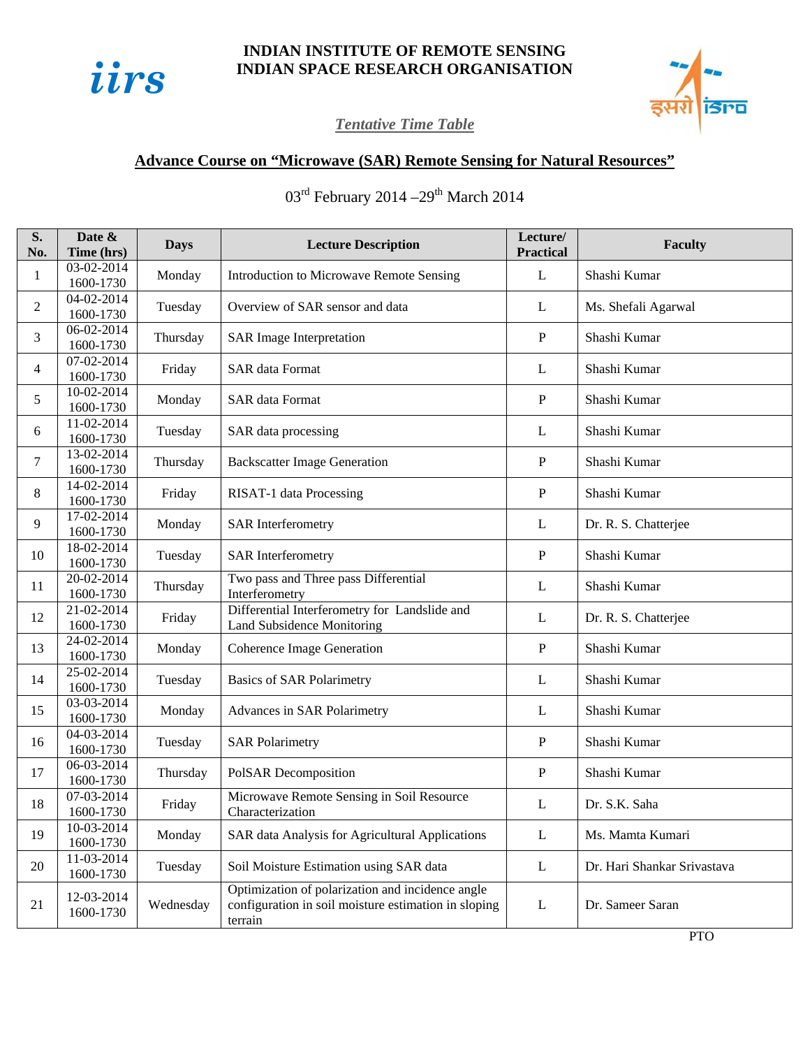**INDIAN INSTITUTE OF REMOTE SENSING**
**INDIAN SPACE RESEARCH ORGANISATION**

***Tentative Time Table***

## Advance Course on "Microwave (SAR) Remote Sensing for Natural Resources"

03rd February 2014 –29th March 2014

| S. No. | Date & Time (hrs) | Days | Lecture Description | Lecture/ Practical | Faculty |
|---|---|---|---|---|---|
| 1 | 03-02-2014 1600-1730 | Monday | Introduction to Microwave Remote Sensing | L | Shashi Kumar |
| 2 | 04-02-2014 1600-1730 | Tuesday | Overview of SAR sensor and data | L | Ms. Shefali Agarwal |
| 3 | 06-02-2014 1600-1730 | Thursday | SAR Image Interpretation | P | Shashi Kumar |
| 4 | 07-02-2014 1600-1730 | Friday | SAR data Format | L | Shashi Kumar |
| 5 | 10-02-2014 1600-1730 | Monday | SAR data Format | P | Shashi Kumar |
| 6 | 11-02-2014 1600-1730 | Tuesday | SAR data processing | L | Shashi Kumar |
| 7 | 13-02-2014 1600-1730 | Thursday | Backscatter Image Generation | P | Shashi Kumar |
| 8 | 14-02-2014 1600-1730 | Friday | RISAT-1 data Processing | P | Shashi Kumar |
| 9 | 17-02-2014 1600-1730 | Monday | SAR Interferometry | L | Dr. R. S. Chatterjee |
| 10 | 18-02-2014 1600-1730 | Tuesday | SAR Interferometry | P | Shashi Kumar |
| 11 | 20-02-2014 1600-1730 | Thursday | Two pass and Three pass Differential Interferometry | L | Shashi Kumar |
| 12 | 21-02-2014 1600-1730 | Friday | Differential Interferometry for Landslide and Land Subsidence Monitoring | L | Dr. R. S. Chatterjee |
| 13 | 24-02-2014 1600-1730 | Monday | Coherence Image Generation | P | Shashi Kumar |
| 14 | 25-02-2014 1600-1730 | Tuesday | Basics of SAR Polarimetry | L | Shashi Kumar |
| 15 | 03-03-2014 1600-1730 | Monday | Advances in SAR Polarimetry | L | Shashi Kumar |
| 16 | 04-03-2014 1600-1730 | Tuesday | SAR Polarimetry | P | Shashi Kumar |
| 17 | 06-03-2014 1600-1730 | Thursday | PolSAR Decomposition | P | Shashi Kumar |
| 18 | 07-03-2014 1600-1730 | Friday | Microwave Remote Sensing in Soil Resource Characterization | L | Dr. S.K. Saha |
| 19 | 10-03-2014 1600-1730 | Monday | SAR data Analysis for Agricultural Applications | L | Ms. Mamta Kumari |
| 20 | 11-03-2014 1600-1730 | Tuesday | Soil Moisture Estimation using SAR data | L | Dr. Hari Shankar Srivastava |
| 21 | 12-03-2014 1600-1730 | Wednesday | Optimization of polarization and incidence angle configuration in soil moisture estimation in sloping terrain | L | Dr. Sameer Saran |

PTO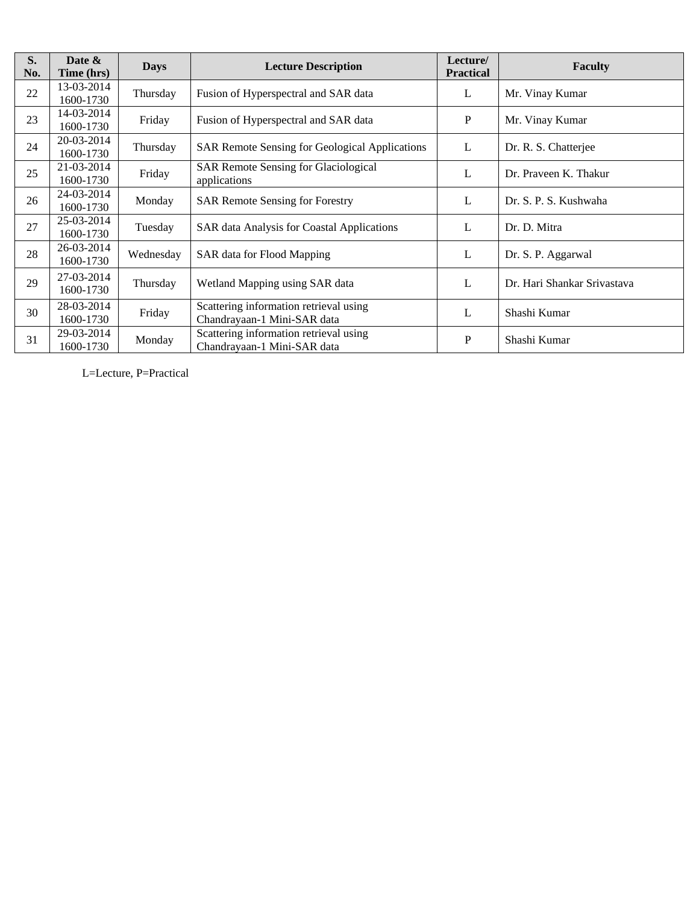| S. No. | Date & Time (hrs) | Days | Lecture Description | Lecture/ Practical | Faculty |
|---|---|---|---|---|---|
| 22 | 13-03-2014 1600-1730 | Thursday | Fusion of Hyperspectral and SAR data | L | Mr. Vinay Kumar |
| 23 | 14-03-2014 1600-1730 | Friday | Fusion of Hyperspectral and SAR data | P | Mr. Vinay Kumar |
| 24 | 20-03-2014 1600-1730 | Thursday | SAR Remote Sensing for Geological Applications | L | Dr. R. S. Chatterjee |
| 25 | 21-03-2014 1600-1730 | Friday | SAR Remote Sensing for Glaciological applications | L | Dr. Praveen K. Thakur |
| 26 | 24-03-2014 1600-1730 | Monday | SAR Remote Sensing for Forestry | L | Dr. S. P. S. Kushwaha |
| 27 | 25-03-2014 1600-1730 | Tuesday | SAR data Analysis for Coastal Applications | L | Dr. D. Mitra |
| 28 | 26-03-2014 1600-1730 | Wednesday | SAR data for Flood Mapping | L | Dr. S. P. Aggarwal |
| 29 | 27-03-2014 1600-1730 | Thursday | Wetland Mapping using SAR data | L | Dr. Hari Shankar Srivastava |
| 30 | 28-03-2014 1600-1730 | Friday | Scattering information retrieval using Chandrayaan-1 Mini-SAR data | L | Shashi Kumar |
| 31 | 29-03-2014 1600-1730 | Monday | Scattering information retrieval using Chandrayaan-1 Mini-SAR data | P | Shashi Kumar |

L=Lecture, P=Practical